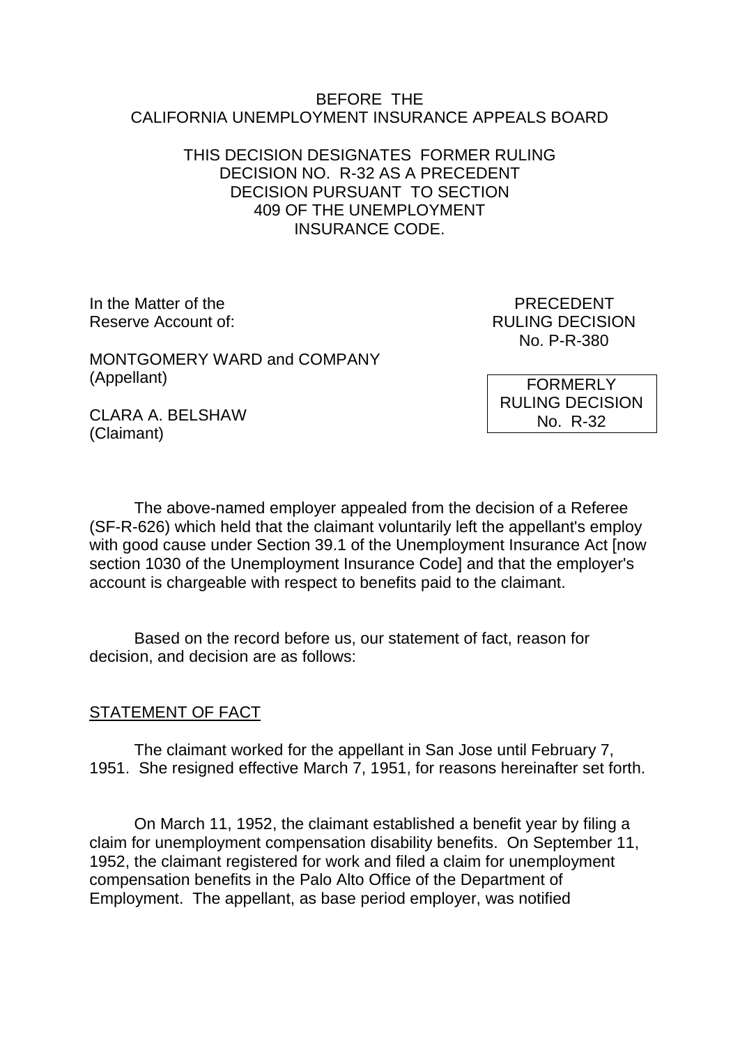BEFORE THE
CALIFORNIA UNEMPLOYMENT INSURANCE APPEALS BOARD

THIS DECISION DESIGNATES FORMER RULING DECISION NO. R-32 AS A PRECEDENT DECISION PURSUANT TO SECTION 409 OF THE UNEMPLOYMENT INSURANCE CODE.

In the Matter of the
Reserve Account of:

MONTGOMERY WARD and COMPANY
(Appellant)

CLARA A. BELSHAW
(Claimant)

PRECEDENT
RULING DECISION
No. P-R-380

FORMERLY
RULING DECISION
No. R-32

The above-named employer appealed from the decision of a Referee (SF-R-626) which held that the claimant voluntarily left the appellant's employ with good cause under Section 39.1 of the Unemployment Insurance Act [now section 1030 of the Unemployment Insurance Code] and that the employer's account is chargeable with respect to benefits paid to the claimant.

Based on the record before us, our statement of fact, reason for decision, and decision are as follows:

## STATEMENT OF FACT

The claimant worked for the appellant in San Jose until February 7, 1951. She resigned effective March 7, 1951, for reasons hereinafter set forth.

On March 11, 1952, the claimant established a benefit year by filing a claim for unemployment compensation disability benefits. On September 11, 1952, the claimant registered for work and filed a claim for unemployment compensation benefits in the Palo Alto Office of the Department of Employment. The appellant, as base period employer, was notified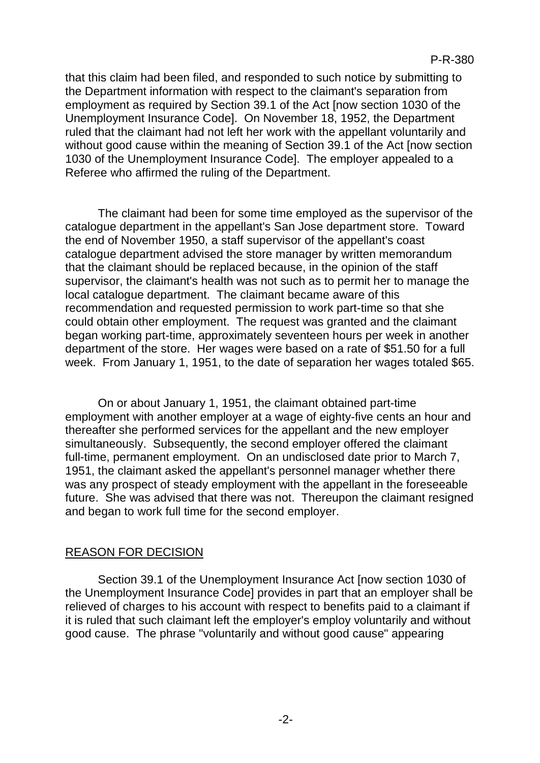that this claim had been filed, and responded to such notice by submitting to the Department information with respect to the claimant's separation from employment as required by Section 39.1 of the Act [now section 1030 of the Unemployment Insurance Code]. On November 18, 1952, the Department ruled that the claimant had not left her work with the appellant voluntarily and without good cause within the meaning of Section 39.1 of the Act [now section 1030 of the Unemployment Insurance Code]. The employer appealed to a Referee who affirmed the ruling of the Department.

The claimant had been for some time employed as the supervisor of the catalogue department in the appellant's San Jose department store. Toward the end of November 1950, a staff supervisor of the appellant's coast catalogue department advised the store manager by written memorandum that the claimant should be replaced because, in the opinion of the staff supervisor, the claimant's health was not such as to permit her to manage the local catalogue department. The claimant became aware of this recommendation and requested permission to work part-time so that she could obtain other employment. The request was granted and the claimant began working part-time, approximately seventeen hours per week in another department of the store. Her wages were based on a rate of $51.50 for a full week. From January 1, 1951, to the date of separation her wages totaled $65.

On or about January 1, 1951, the claimant obtained part-time employment with another employer at a wage of eighty-five cents an hour and thereafter she performed services for the appellant and the new employer simultaneously. Subsequently, the second employer offered the claimant full-time, permanent employment. On an undisclosed date prior to March 7, 1951, the claimant asked the appellant's personnel manager whether there was any prospect of steady employment with the appellant in the foreseeable future. She was advised that there was not. Thereupon the claimant resigned and began to work full time for the second employer.

## REASON FOR DECISION

Section 39.1 of the Unemployment Insurance Act [now section 1030 of the Unemployment Insurance Code] provides in part that an employer shall be relieved of charges to his account with respect to benefits paid to a claimant if it is ruled that such claimant left the employer's employ voluntarily and without good cause. The phrase "voluntarily and without good cause" appearing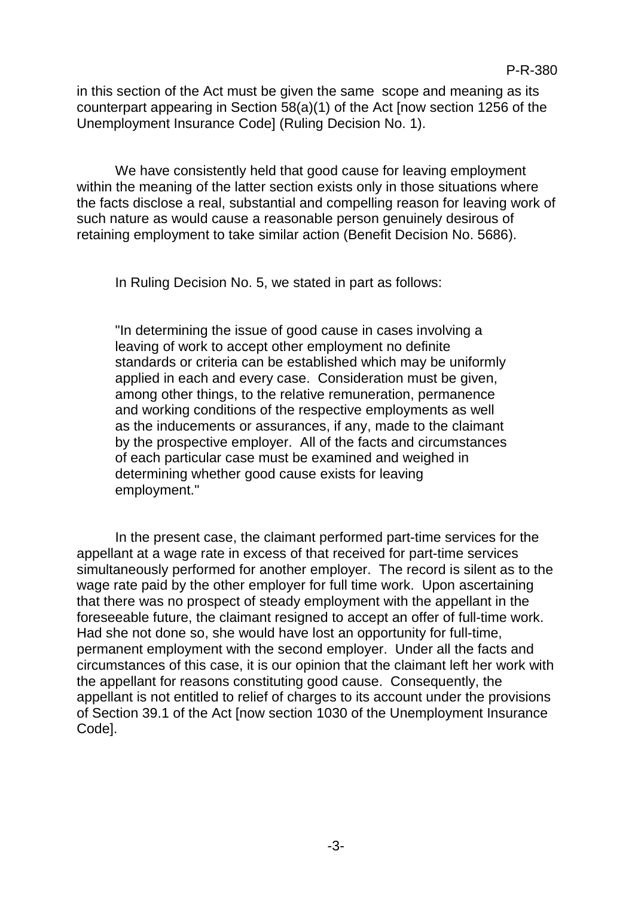in this section of the Act must be given the same scope and meaning as its counterpart appearing in Section 58(a)(1) of the Act [now section 1256 of the Unemployment Insurance Code] (Ruling Decision No. 1).

We have consistently held that good cause for leaving employment within the meaning of the latter section exists only in those situations where the facts disclose a real, substantial and compelling reason for leaving work of such nature as would cause a reasonable person genuinely desirous of retaining employment to take similar action (Benefit Decision No. 5686).

In Ruling Decision No. 5, we stated in part as follows:

> "In determining the issue of good cause in cases involving a leaving of work to accept other employment no definite standards or criteria can be established which may be uniformly applied in each and every case. Consideration must be given, among other things, to the relative remuneration, permanence and working conditions of the respective employments as well as the inducements or assurances, if any, made to the claimant by the prospective employer. All of the facts and circumstances of each particular case must be examined and weighed in determining whether good cause exists for leaving employment."

In the present case, the claimant performed part-time services for the appellant at a wage rate in excess of that received for part-time services simultaneously performed for another employer. The record is silent as to the wage rate paid by the other employer for full time work. Upon ascertaining that there was no prospect of steady employment with the appellant in the foreseeable future, the claimant resigned to accept an offer of full-time work. Had she not done so, she would have lost an opportunity for full-time, permanent employment with the second employer. Under all the facts and circumstances of this case, it is our opinion that the claimant left her work with the appellant for reasons constituting good cause. Consequently, the appellant is not entitled to relief of charges to its account under the provisions of Section 39.1 of the Act [now section 1030 of the Unemployment Insurance Code].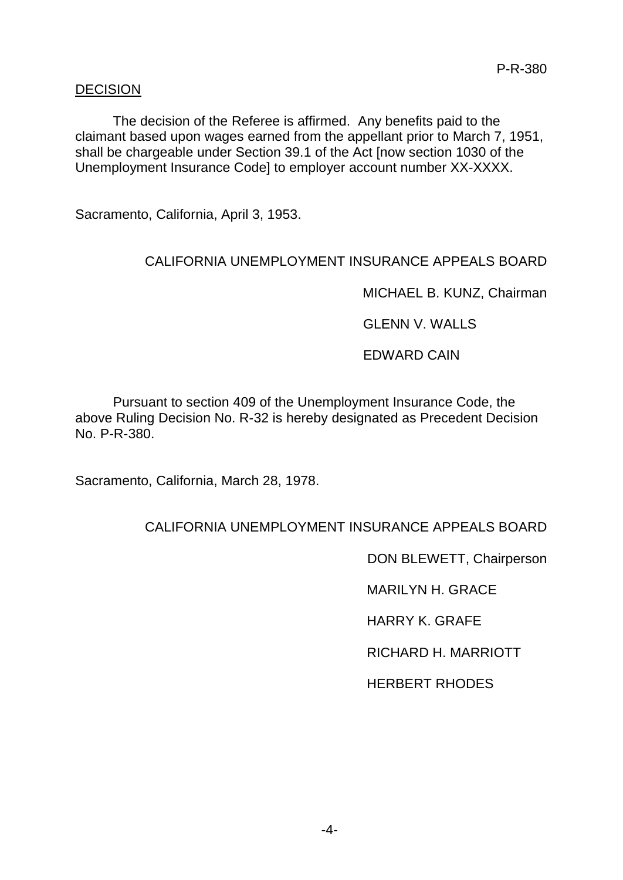## DECISION

The decision of the Referee is affirmed. Any benefits paid to the claimant based upon wages earned from the appellant prior to March 7, 1951, shall be chargeable under Section 39.1 of the Act [now section 1030 of the Unemployment Insurance Code] to employer account number XX-XXXX.

Sacramento, California, April 3, 1953.

CALIFORNIA UNEMPLOYMENT INSURANCE APPEALS BOARD

MICHAEL B. KUNZ, Chairman

GLENN V. WALLS

EDWARD CAIN

Pursuant to section 409 of the Unemployment Insurance Code, the above Ruling Decision No. R-32 is hereby designated as Precedent Decision No. P-R-380.

Sacramento, California, March 28, 1978.

CALIFORNIA UNEMPLOYMENT INSURANCE APPEALS BOARD

DON BLEWETT, Chairperson

MARILYN H. GRACE

HARRY K. GRAFE

RICHARD H. MARRIOTT

HERBERT RHODES